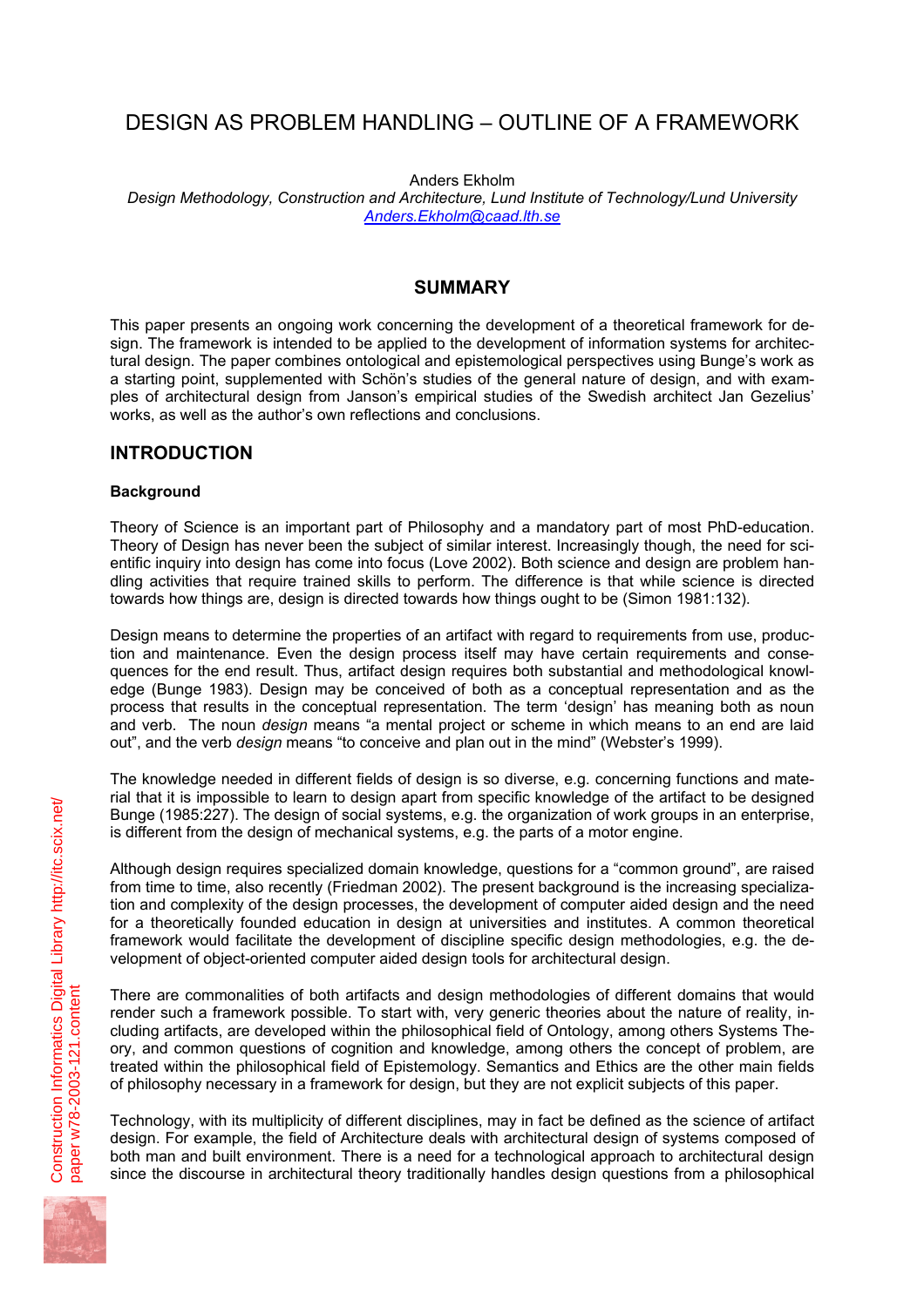# DESIGN AS PROBLEM HANDLING – OUTLINE OF A FRAMEWORK

Anders Ekholm

*Design Methodology, Construction and Architecture, Lund Institute of Technology/Lund University*

Anders.Ekholm@caad.lth.se

## SUMMARY

This paper presents an ongoing work concerning the development of a theoretical framework for design. The framework is intended to be applied to the development of information systems for architectural design. The paper combines ontological and epistemological perspectives using Bunge's work as a starting point, supplemented with Schön's studies of the general nature of design, and with examples of architectural design from Janson's empirical studies of the Swedish architect Jan Gezelius' works, as well as the author's own reflections and conclusions.

## INTRODUCTION

### Background

Theory of Science is an important part of Philosophy and a mandatory part of most PhD-education. Theory of Design has never been the subject of similar interest. Increasingly though, the need for scientific inquiry into design has come into focus (Love 2002). Both science and design are problem handling activities that require trained skills to perform. The difference is that while science is directed towards how things are, design is directed towards how things ought to be (Simon 1981:132).

Design means to determine the properties of an artifact with regard to requirements from use, production and maintenance. Even the design process itself may have certain requirements and consequences for the end result. Thus, artifact design requires both substantial and methodological knowledge (Bunge 1983). Design may be conceived of both as a conceptual representation and as the process that results in the conceptual representation. The term 'design' has meaning both as noun and verb. The noun *design* means "a mental project or scheme in which means to an end are laid out", and the verb *design* means "to conceive and plan out in the mind" (Webster's 1999).

The knowledge needed in different fields of design is so diverse, e.g. concerning functions and material that it is impossible to learn to design apart from specific knowledge of the artifact to be designed Bunge (1985:227). The design of social systems, e.g. the organization of work groups in an enterprise, is different from the design of mechanical systems, e.g. the parts of a motor engine.

Although design requires specialized domain knowledge, questions for a "common ground", are raised from time to time, also recently (Friedman 2002). The present background is the increasing specialization and complexity of the design processes, the development of computer aided design and the need for a theoretically founded education in design at universities and institutes. A common theoretical framework would facilitate the development of discipline specific design methodologies, e.g. the development of object-oriented computer aided design tools for architectural design.

There are commonalities of both artifacts and design methodologies of different domains that would render such a framework possible. To start with, very generic theories about the nature of reality, including artifacts, are developed within the philosophical field of Ontology, among others Systems Theory, and common questions of cognition and knowledge, among others the concept of problem, are treated within the philosophical field of Epistemology. Semantics and Ethics are the other main fields of philosophy necessary in a framework for design, but they are not explicit subjects of this paper.

Technology, with its multiplicity of different disciplines, may in fact be defined as the science of artifact design. For example, the field of Architecture deals with architectural design of systems composed of both man and built environment. There is a need for a technological approach to architectural design since the discourse in architectural theory traditionally handles design questions from a philosophical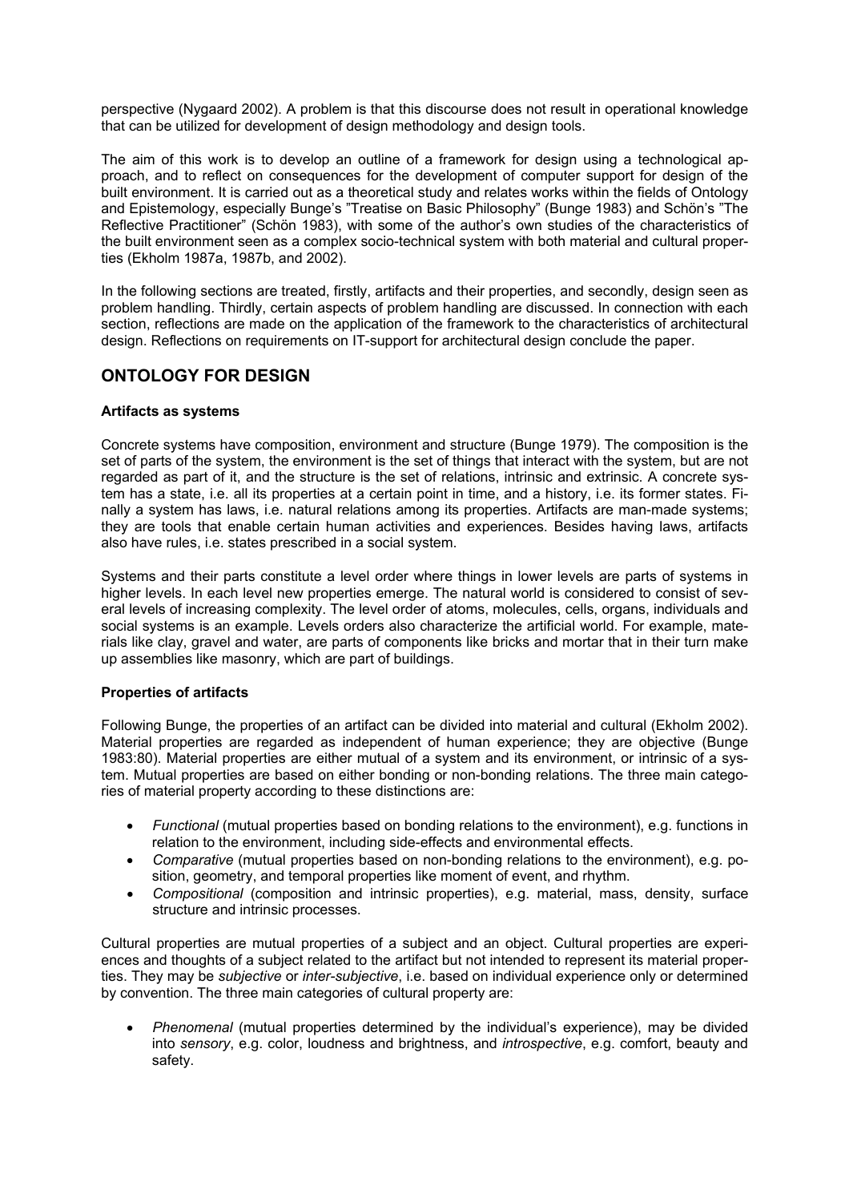perspective (Nygaard 2002). A problem is that this discourse does not result in operational knowledge that can be utilized for development of design methodology and design tools.

The aim of this work is to develop an outline of a framework for design using a technological approach, and to reflect on consequences for the development of computer support for design of the built environment. It is carried out as a theoretical study and relates works within the fields of Ontology and Epistemology, especially Bunge's "Treatise on Basic Philosophy" (Bunge 1983) and Schön's "The Reflective Practitioner" (Schön 1983), with some of the author's own studies of the characteristics of the built environment seen as a complex socio-technical system with both material and cultural properties (Ekholm 1987a, 1987b, and 2002).

In the following sections are treated, firstly, artifacts and their properties, and secondly, design seen as problem handling. Thirdly, certain aspects of problem handling are discussed. In connection with each section, reflections are made on the application of the framework to the characteristics of architectural design. Reflections on requirements on IT-support for architectural design conclude the paper.

## ONTOLOGY FOR DESIGN

### Artifacts as systems

Concrete systems have composition, environment and structure (Bunge 1979). The composition is the set of parts of the system, the environment is the set of things that interact with the system, but are not regarded as part of it, and the structure is the set of relations, intrinsic and extrinsic. A concrete system has a state, i.e. all its properties at a certain point in time, and a history, i.e. its former states. Finally a system has laws, i.e. natural relations among its properties. Artifacts are man-made systems; they are tools that enable certain human activities and experiences. Besides having laws, artifacts also have rules, i.e. states prescribed in a social system.

Systems and their parts constitute a level order where things in lower levels are parts of systems in higher levels. In each level new properties emerge. The natural world is considered to consist of several levels of increasing complexity. The level order of atoms, molecules, cells, organs, individuals and social systems is an example. Levels orders also characterize the artificial world. For example, materials like clay, gravel and water, are parts of components like bricks and mortar that in their turn make up assemblies like masonry, which are part of buildings.

### Properties of artifacts

Following Bunge, the properties of an artifact can be divided into material and cultural (Ekholm 2002). Material properties are regarded as independent of human experience; they are objective (Bunge 1983:80). Material properties are either mutual of a system and its environment, or intrinsic of a system. Mutual properties are based on either bonding or non-bonding relations. The three main categories of material property according to these distinctions are:

- *Functional* (mutual properties based on bonding relations to the environment), e.g. functions in relation to the environment, including side-effects and environmental effects.
- *Comparative* (mutual properties based on non-bonding relations to the environment), e.g. position, geometry, and temporal properties like moment of event, and rhythm.
- *Compositional* (composition and intrinsic properties), e.g. material, mass, density, surface structure and intrinsic processes.

Cultural properties are mutual properties of a subject and an object. Cultural properties are experiences and thoughts of a subject related to the artifact but not intended to represent its material properties. They may be *subjective* or *inter-subjective*, i.e. based on individual experience only or determined by convention. The three main categories of cultural property are:

- *Phenomenal* (mutual properties determined by the individual's experience), may be divided into *sensory*, e.g. color, loudness and brightness, and *introspective*, e.g. comfort, beauty and safety.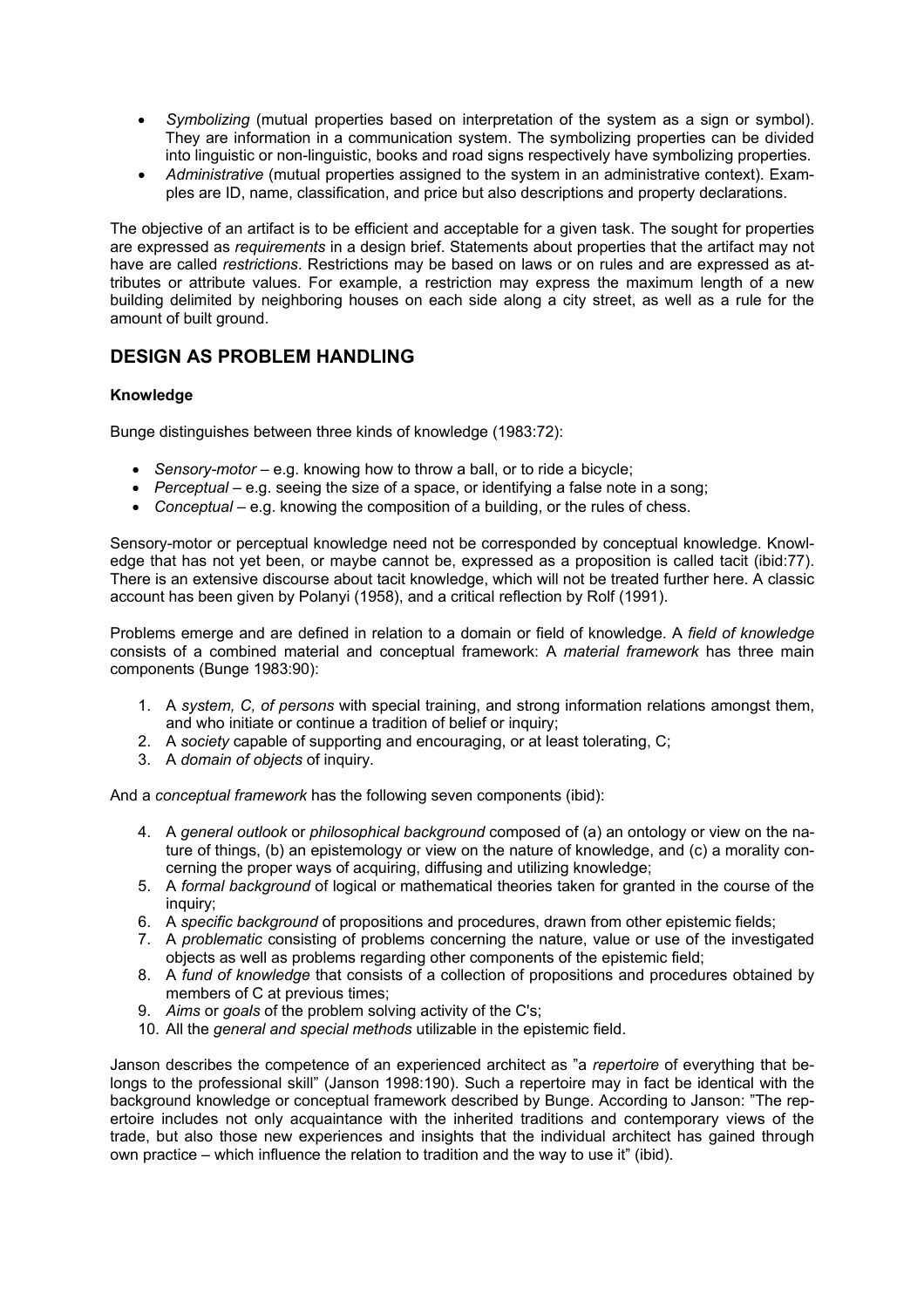- *Symbolizing* (mutual properties based on interpretation of the system as a sign or symbol). They are information in a communication system. The symbolizing properties can be divided into linguistic or non-linguistic, books and road signs respectively have symbolizing properties.
- *Administrative* (mutual properties assigned to the system in an administrative context). Examples are ID, name, classification, and price but also descriptions and property declarations.

The objective of an artifact is to be efficient and acceptable for a given task. The sought for properties are expressed as *requirements* in a design brief. Statements about properties that the artifact may not have are called *restrictions*. Restrictions may be based on laws or on rules and are expressed as attributes or attribute values. For example, a restriction may express the maximum length of a new building delimited by neighboring houses on each side along a city street, as well as a rule for the amount of built ground.

## DESIGN AS PROBLEM HANDLING

### Knowledge

Bunge distinguishes between three kinds of knowledge (1983:72):

- *Sensory-motor* – e.g. knowing how to throw a ball, or to ride a bicycle;
- *Perceptual* – e.g. seeing the size of a space, or identifying a false note in a song;
- *Conceptual* – e.g. knowing the composition of a building, or the rules of chess.

Sensory-motor or perceptual knowledge need not be corresponded by conceptual knowledge. Knowledge that has not yet been, or maybe cannot be, expressed as a proposition is called tacit (ibid:77). There is an extensive discourse about tacit knowledge, which will not be treated further here. A classic account has been given by Polanyi (1958), and a critical reflection by Rolf (1991).

Problems emerge and are defined in relation to a domain or field of knowledge. A *field of knowledge* consists of a combined material and conceptual framework: A *material framework* has three main components (Bunge 1983:90):

1. A *system, C, of persons* with special training, and strong information relations amongst them, and who initiate or continue a tradition of belief or inquiry;
2. A *society* capable of supporting and encouraging, or at least tolerating, C;
3. A *domain of objects* of inquiry.

And a *conceptual framework* has the following seven components (ibid):

4. A *general outlook* or *philosophical background* composed of (a) an ontology or view on the nature of things, (b) an epistemology or view on the nature of knowledge, and (c) a morality concerning the proper ways of acquiring, diffusing and utilizing knowledge;
5. A *formal background* of logical or mathematical theories taken for granted in the course of the inquiry;
6. A *specific background* of propositions and procedures, drawn from other epistemic fields;
7. A *problematic* consisting of problems concerning the nature, value or use of the investigated objects as well as problems regarding other components of the epistemic field;
8. A *fund of knowledge* that consists of a collection of propositions and procedures obtained by members of C at previous times;
9. *Aims* or *goals* of the problem solving activity of the C's;
10. All the *general and special methods* utilizable in the epistemic field.

Janson describes the competence of an experienced architect as "a *repertoire* of everything that belongs to the professional skill" (Janson 1998:190). Such a repertoire may in fact be identical with the background knowledge or conceptual framework described by Bunge. According to Janson: "The repertoire includes not only acquaintance with the inherited traditions and contemporary views of the trade, but also those new experiences and insights that the individual architect has gained through own practice – which influence the relation to tradition and the way to use it" (ibid).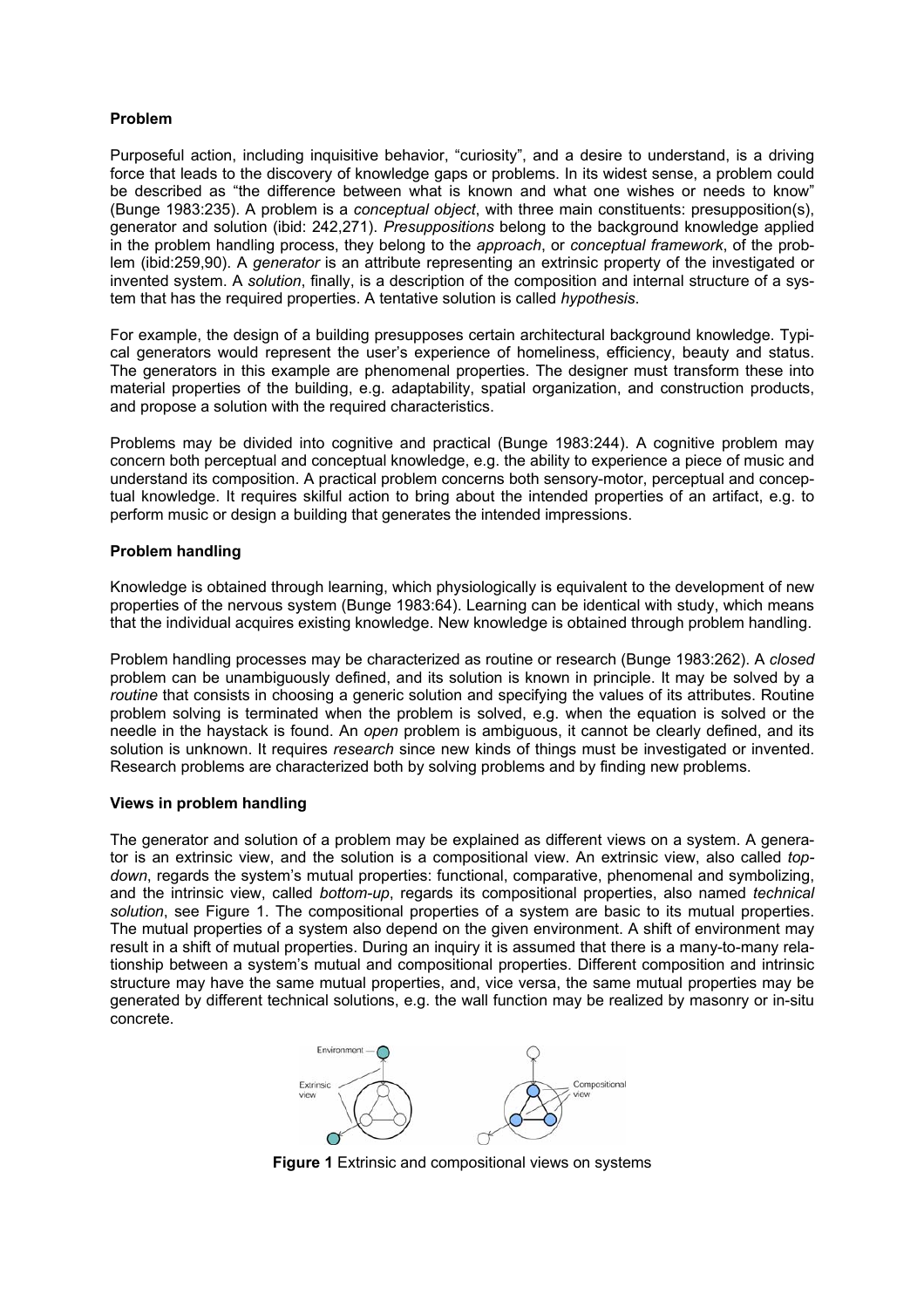**Problem**

Purposeful action, including inquisitive behavior, "curiosity", and a desire to understand, is a driving force that leads to the discovery of knowledge gaps or problems. In its widest sense, a problem could be described as "the difference between what is known and what one wishes or needs to know" (Bunge 1983:235). A problem is a *conceptual object*, with three main constituents: presupposition(s), generator and solution (ibid: 242,271). *Presuppositions* belong to the background knowledge applied in the problem handling process, they belong to the *approach*, or *conceptual framework*, of the problem (ibid:259,90). A *generator* is an attribute representing an extrinsic property of the investigated or invented system. A *solution*, finally, is a description of the composition and internal structure of a system that has the required properties. A tentative solution is called *hypothesis*.

For example, the design of a building presupposes certain architectural background knowledge. Typical generators would represent the user's experience of homeliness, efficiency, beauty and status. The generators in this example are phenomenal properties. The designer must transform these into material properties of the building, e.g. adaptability, spatial organization, and construction products, and propose a solution with the required characteristics.

Problems may be divided into cognitive and practical (Bunge 1983:244). A cognitive problem may concern both perceptual and conceptual knowledge, e.g. the ability to experience a piece of music and understand its composition. A practical problem concerns both sensory-motor, perceptual and conceptual knowledge. It requires skilful action to bring about the intended properties of an artifact, e.g. to perform music or design a building that generates the intended impressions.

**Problem handling**

Knowledge is obtained through learning, which physiologically is equivalent to the development of new properties of the nervous system (Bunge 1983:64). Learning can be identical with study, which means that the individual acquires existing knowledge. New knowledge is obtained through problem handling.

Problem handling processes may be characterized as routine or research (Bunge 1983:262). A *closed* problem can be unambiguously defined, and its solution is known in principle. It may be solved by a *routine* that consists in choosing a generic solution and specifying the values of its attributes. Routine problem solving is terminated when the problem is solved, e.g. when the equation is solved or the needle in the haystack is found. An *open* problem is ambiguous, it cannot be clearly defined, and its solution is unknown. It requires *research* since new kinds of things must be investigated or invented. Research problems are characterized both by solving problems and by finding new problems.

**Views in problem handling**

The generator and solution of a problem may be explained as different views on a system. A generator is an extrinsic view, and the solution is a compositional view. An extrinsic view, also called *top-down*, regards the system's mutual properties: functional, comparative, phenomenal and symbolizing, and the intrinsic view, called *bottom-up*, regards its compositional properties, also named *technical solution*, see Figure 1. The compositional properties of a system are basic to its mutual properties. The mutual properties of a system also depend on the given environment. A shift of environment may result in a shift of mutual properties. During an inquiry it is assumed that there is a many-to-many relationship between a system's mutual and compositional properties. Different composition and intrinsic structure may have the same mutual properties, and, vice versa, the same mutual properties may be generated by different technical solutions, e.g. the wall function may be realized by masonry or in-situ concrete.

**Figure 1** Extrinsic and compositional views on systems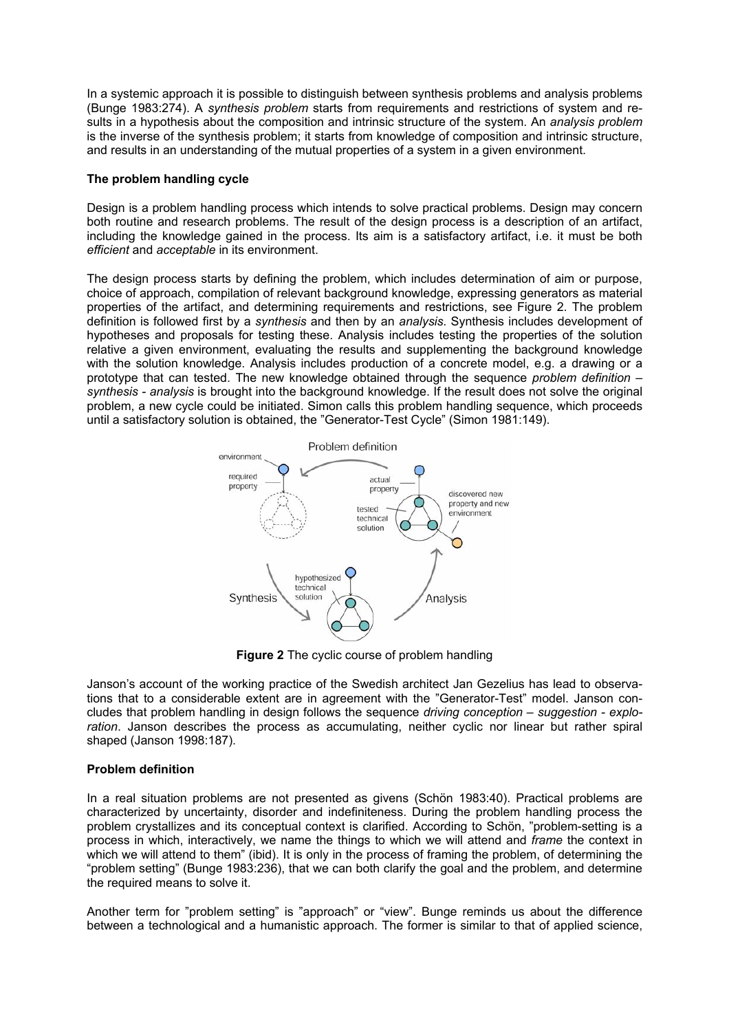In a systemic approach it is possible to distinguish between synthesis problems and analysis problems (Bunge 1983:274). A *synthesis problem* starts from requirements and restrictions of system and results in a hypothesis about the composition and intrinsic structure of the system. An *analysis problem* is the inverse of the synthesis problem; it starts from knowledge of composition and intrinsic structure, and results in an understanding of the mutual properties of a system in a given environment.

**The problem handling cycle**

Design is a problem handling process which intends to solve practical problems. Design may concern both routine and research problems. The result of the design process is a description of an artifact, including the knowledge gained in the process. Its aim is a satisfactory artifact, i.e. it must be both *efficient* and *acceptable* in its environment.

The design process starts by defining the problem, which includes determination of aim or purpose, choice of approach, compilation of relevant background knowledge, expressing generators as material properties of the artifact, and determining requirements and restrictions, see Figure 2. The problem definition is followed first by a *synthesis* and then by an *analysis*. Synthesis includes development of hypotheses and proposals for testing these. Analysis includes testing the properties of the solution relative a given environment, evaluating the results and supplementing the background knowledge with the solution knowledge. Analysis includes production of a concrete model, e.g. a drawing or a prototype that can tested. The new knowledge obtained through the sequence *problem definition – synthesis - analysis* is brought into the background knowledge. If the result does not solve the original problem, a new cycle could be initiated. Simon calls this problem handling sequence, which proceeds until a satisfactory solution is obtained, the "Generator-Test Cycle" (Simon 1981:149).

**Figure 2** The cyclic course of problem handling

Janson's account of the working practice of the Swedish architect Jan Gezelius has lead to observations that to a considerable extent are in agreement with the "Generator-Test" model. Janson concludes that problem handling in design follows the sequence *driving conception – suggestion - exploration*. Janson describes the process as accumulating, neither cyclic nor linear but rather spiral shaped (Janson 1998:187).

**Problem definition**

In a real situation problems are not presented as givens (Schön 1983:40). Practical problems are characterized by uncertainty, disorder and indefiniteness. During the problem handling process the problem crystallizes and its conceptual context is clarified. According to Schön, "problem-setting is a process in which, interactively, we name the things to which we will attend and *frame* the context in which we will attend to them" (ibid). It is only in the process of framing the problem, of determining the "problem setting" (Bunge 1983:236), that we can both clarify the goal and the problem, and determine the required means to solve it.

Another term for "problem setting" is "approach" or "view". Bunge reminds us about the difference between a technological and a humanistic approach. The former is similar to that of applied science,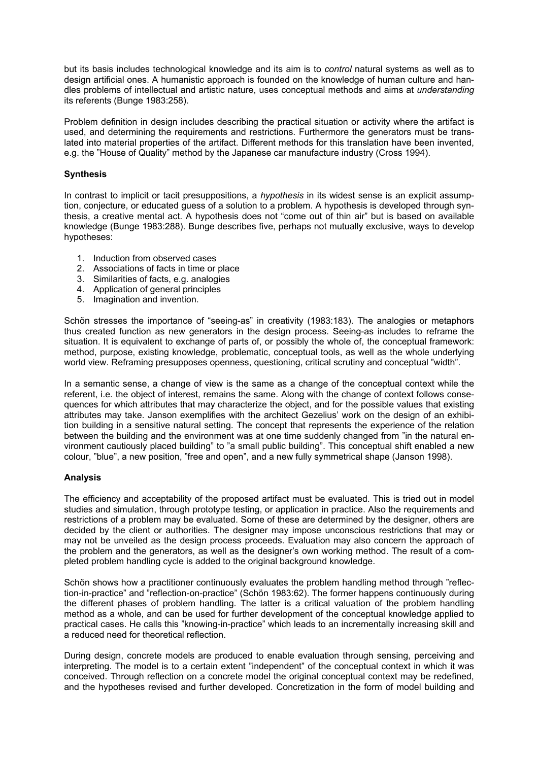but its basis includes technological knowledge and its aim is to *control* natural systems as well as to design artificial ones. A humanistic approach is founded on the knowledge of human culture and handles problems of intellectual and artistic nature, uses conceptual methods and aims at *understanding* its referents (Bunge 1983:258).

Problem definition in design includes describing the practical situation or activity where the artifact is used, and determining the requirements and restrictions. Furthermore the generators must be translated into material properties of the artifact. Different methods for this translation have been invented, e.g. the "House of Quality" method by the Japanese car manufacture industry (Cross 1994).

**Synthesis**

In contrast to implicit or tacit presuppositions, a *hypothesis* in its widest sense is an explicit assumption, conjecture, or educated guess of a solution to a problem. A hypothesis is developed through synthesis, a creative mental act. A hypothesis does not "come out of thin air" but is based on available knowledge (Bunge 1983:288). Bunge describes five, perhaps not mutually exclusive, ways to develop hypotheses:

1. Induction from observed cases
2. Associations of facts in time or place
3. Similarities of facts, e.g. analogies
4. Application of general principles
5. Imagination and invention.

Schön stresses the importance of "seeing-as" in creativity (1983:183). The analogies or metaphors thus created function as new generators in the design process. Seeing-as includes to reframe the situation. It is equivalent to exchange of parts of, or possibly the whole of, the conceptual framework: method, purpose, existing knowledge, problematic, conceptual tools, as well as the whole underlying world view. Reframing presupposes openness, questioning, critical scrutiny and conceptual "width".

In a semantic sense, a change of view is the same as a change of the conceptual context while the referent, i.e. the object of interest, remains the same. Along with the change of context follows consequences for which attributes that may characterize the object, and for the possible values that existing attributes may take. Janson exemplifies with the architect Gezelius' work on the design of an exhibition building in a sensitive natural setting. The concept that represents the experience of the relation between the building and the environment was at one time suddenly changed from "in the natural environment cautiously placed building" to "a small public building". This conceptual shift enabled a new colour, "blue", a new position, "free and open", and a new fully symmetrical shape (Janson 1998).

**Analysis**

The efficiency and acceptability of the proposed artifact must be evaluated. This is tried out in model studies and simulation, through prototype testing, or application in practice. Also the requirements and restrictions of a problem may be evaluated. Some of these are determined by the designer, others are decided by the client or authorities. The designer may impose unconscious restrictions that may or may not be unveiled as the design process proceeds. Evaluation may also concern the approach of the problem and the generators, as well as the designer's own working method. The result of a completed problem handling cycle is added to the original background knowledge.

Schön shows how a practitioner continuously evaluates the problem handling method through "reflection-in-practice" and "reflection-on-practice" (Schön 1983:62). The former happens continuously during the different phases of problem handling. The latter is a critical valuation of the problem handling method as a whole, and can be used for further development of the conceptual knowledge applied to practical cases. He calls this "knowing-in-practice" which leads to an incrementally increasing skill and a reduced need for theoretical reflection.

During design, concrete models are produced to enable evaluation through sensing, perceiving and interpreting. The model is to a certain extent "independent" of the conceptual context in which it was conceived. Through reflection on a concrete model the original conceptual context may be redefined, and the hypotheses revised and further developed. Concretization in the form of model building and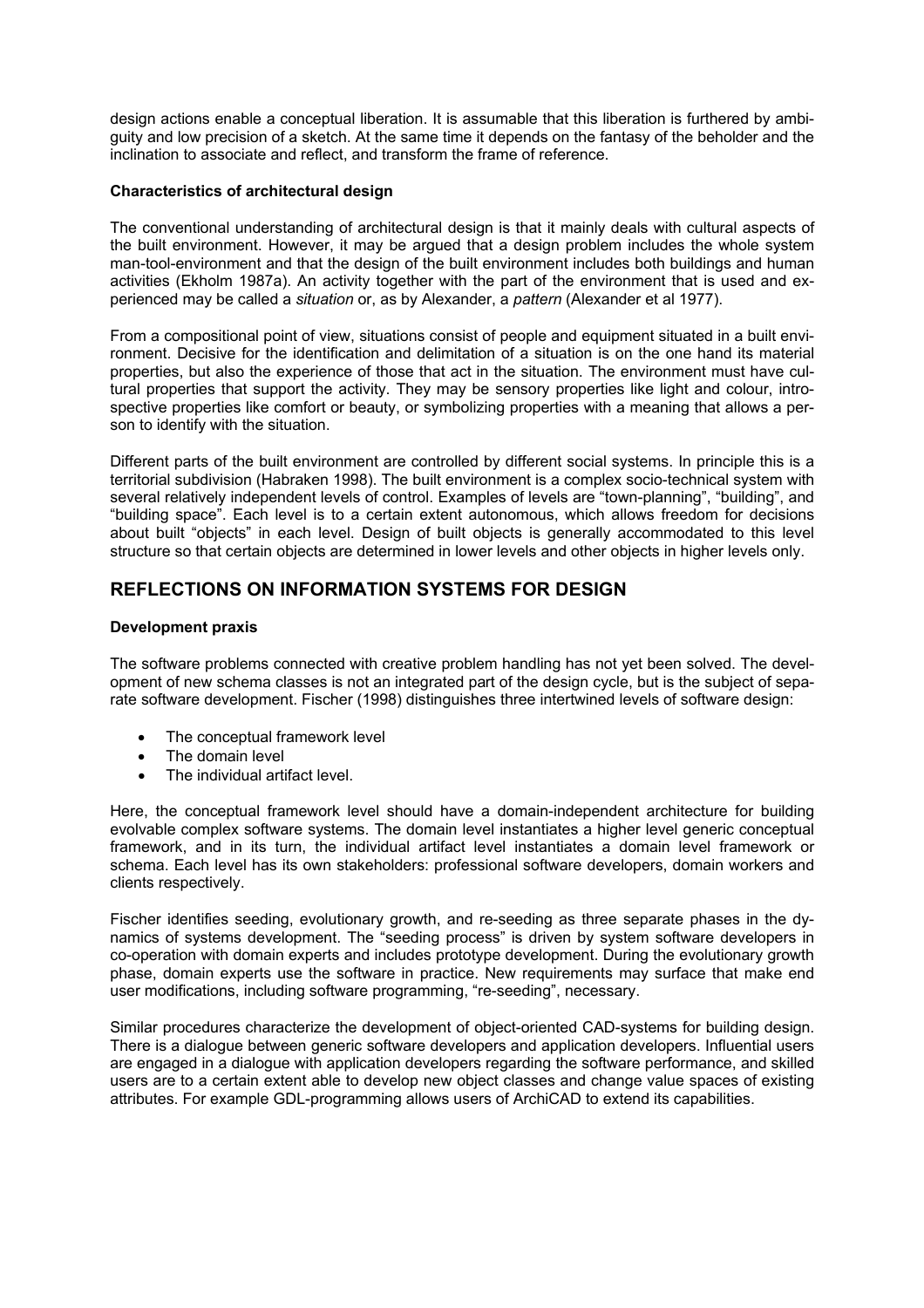design actions enable a conceptual liberation. It is assumable that this liberation is furthered by ambiguity and low precision of a sketch. At the same time it depends on the fantasy of the beholder and the inclination to associate and reflect, and transform the frame of reference.

**Characteristics of architectural design**

The conventional understanding of architectural design is that it mainly deals with cultural aspects of the built environment. However, it may be argued that a design problem includes the whole system man-tool-environment and that the design of the built environment includes both buildings and human activities (Ekholm 1987a). An activity together with the part of the environment that is used and experienced may be called a *situation* or, as by Alexander, a *pattern* (Alexander et al 1977).

From a compositional point of view, situations consist of people and equipment situated in a built environment. Decisive for the identification and delimitation of a situation is on the one hand its material properties, but also the experience of those that act in the situation. The environment must have cultural properties that support the activity. They may be sensory properties like light and colour, introspective properties like comfort or beauty, or symbolizing properties with a meaning that allows a person to identify with the situation.

Different parts of the built environment are controlled by different social systems. In principle this is a territorial subdivision (Habraken 1998). The built environment is a complex socio-technical system with several relatively independent levels of control. Examples of levels are "town-planning", "building", and "building space". Each level is to a certain extent autonomous, which allows freedom for decisions about built "objects" in each level. Design of built objects is generally accommodated to this level structure so that certain objects are determined in lower levels and other objects in higher levels only.

## REFLECTIONS ON INFORMATION SYSTEMS FOR DESIGN

**Development praxis**

The software problems connected with creative problem handling has not yet been solved. The development of new schema classes is not an integrated part of the design cycle, but is the subject of separate software development. Fischer (1998) distinguishes three intertwined levels of software design:

- The conceptual framework level
- The domain level
- The individual artifact level.

Here, the conceptual framework level should have a domain-independent architecture for building evolvable complex software systems. The domain level instantiates a higher level generic conceptual framework, and in its turn, the individual artifact level instantiates a domain level framework or schema. Each level has its own stakeholders: professional software developers, domain workers and clients respectively.

Fischer identifies seeding, evolutionary growth, and re-seeding as three separate phases in the dynamics of systems development. The "seeding process" is driven by system software developers in co-operation with domain experts and includes prototype development. During the evolutionary growth phase, domain experts use the software in practice. New requirements may surface that make end user modifications, including software programming, "re-seeding", necessary.

Similar procedures characterize the development of object-oriented CAD-systems for building design. There is a dialogue between generic software developers and application developers. Influential users are engaged in a dialogue with application developers regarding the software performance, and skilled users are to a certain extent able to develop new object classes and change value spaces of existing attributes. For example GDL-programming allows users of ArchiCAD to extend its capabilities.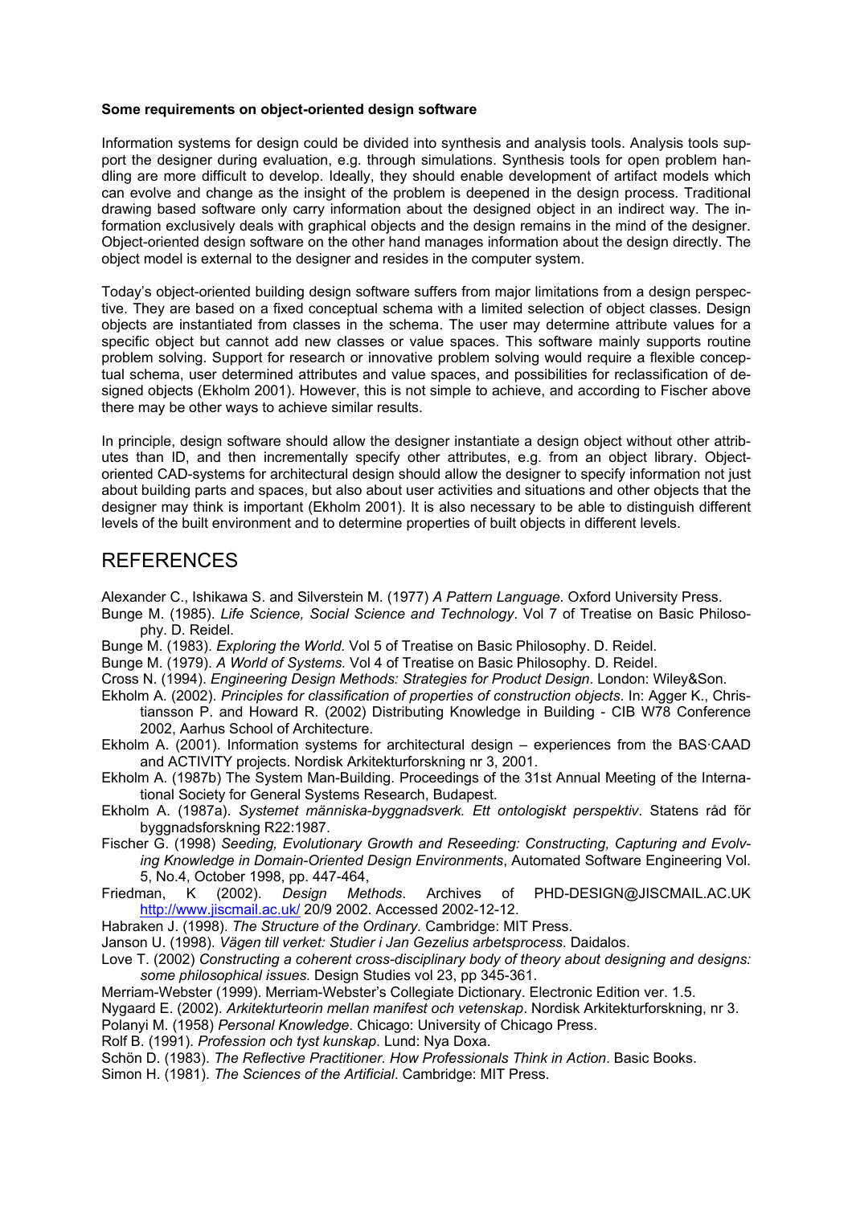**Some requirements on object-oriented design software**

Information systems for design could be divided into synthesis and analysis tools. Analysis tools support the designer during evaluation, e.g. through simulations. Synthesis tools for open problem handling are more difficult to develop. Ideally, they should enable development of artifact models which can evolve and change as the insight of the problem is deepened in the design process. Traditional drawing based software only carry information about the designed object in an indirect way. The information exclusively deals with graphical objects and the design remains in the mind of the designer. Object-oriented design software on the other hand manages information about the design directly. The object model is external to the designer and resides in the computer system.

Today's object-oriented building design software suffers from major limitations from a design perspective. They are based on a fixed conceptual schema with a limited selection of object classes. Design objects are instantiated from classes in the schema. The user may determine attribute values for a specific object but cannot add new classes or value spaces. This software mainly supports routine problem solving. Support for research or innovative problem solving would require a flexible conceptual schema, user determined attributes and value spaces, and possibilities for reclassification of designed objects (Ekholm 2001). However, this is not simple to achieve, and according to Fischer above there may be other ways to achieve similar results.

In principle, design software should allow the designer instantiate a design object without other attributes than ID, and then incrementally specify other attributes, e.g. from an object library. Object-oriented CAD-systems for architectural design should allow the designer to specify information not just about building parts and spaces, but also about user activities and situations and other objects that the designer may think is important (Ekholm 2001). It is also necessary to be able to distinguish different levels of the built environment and to determine properties of built objects in different levels.

# REFERENCES

Alexander C., Ishikawa S. and Silverstein M. (1977) *A Pattern Language*. Oxford University Press.

Bunge M. (1985). *Life Science, Social Science and Technology*. Vol 7 of Treatise on Basic Philosophy. D. Reidel.

Bunge M. (1983). *Exploring the World.* Vol 5 of Treatise on Basic Philosophy. D. Reidel.

Bunge M. (1979). *A World of Systems.* Vol 4 of Treatise on Basic Philosophy. D. Reidel.

Cross N. (1994). *Engineering Design Methods: Strategies for Product Design*. London: Wiley&Son.

Ekholm A. (2002). *Principles for classification of properties of construction objects*. In: Agger K., Christiansson P. and Howard R. (2002) Distributing Knowledge in Building - CIB W78 Conference 2002, Aarhus School of Architecture.

Ekholm A. (2001). Information systems for architectural design – experiences from the BAS·CAAD and ACTIVITY projects. Nordisk Arkitekturforskning nr 3, 2001.

Ekholm A. (1987b) The System Man-Building. Proceedings of the 31st Annual Meeting of the International Society for General Systems Research, Budapest.

Ekholm A. (1987a). *Systemet människa-byggnadsverk. Ett ontologiskt perspektiv*. Statens råd för byggnadsforskning R22:1987.

Fischer G. (1998) *Seeding, Evolutionary Growth and Reseeding: Constructing, Capturing and Evolving Knowledge in Domain-Oriented Design Environments*, Automated Software Engineering Vol. 5, No.4, October 1998, pp. 447-464,

Friedman, K (2002). *Design Methods*. Archives of PHD-DESIGN@JISCMAIL.AC.UK http://www.jiscmail.ac.uk/ 20/9 2002. Accessed 2002-12-12.

Habraken J. (1998). *The Structure of the Ordinary.* Cambridge: MIT Press.

Janson U. (1998). *Vägen till verket: Studier i Jan Gezelius arbetsprocess*. Daidalos.

Love T. (2002) *Constructing a coherent cross-disciplinary body of theory about designing and designs: some philosophical issues.* Design Studies vol 23, pp 345-361.

Merriam-Webster (1999). Merriam-Webster's Collegiate Dictionary. Electronic Edition ver. 1.5.

Nygaard E. (2002). *Arkitekturteorin mellan manifest och vetenskap*. Nordisk Arkitekturforskning, nr 3.

Polanyi M. (1958) *Personal Knowledge*. Chicago: University of Chicago Press.

Rolf B. (1991). *Profession och tyst kunskap*. Lund: Nya Doxa.

Schön D. (1983). *The Reflective Practitioner. How Professionals Think in Action*. Basic Books.

Simon H. (1981). *The Sciences of the Artificial*. Cambridge: MIT Press.